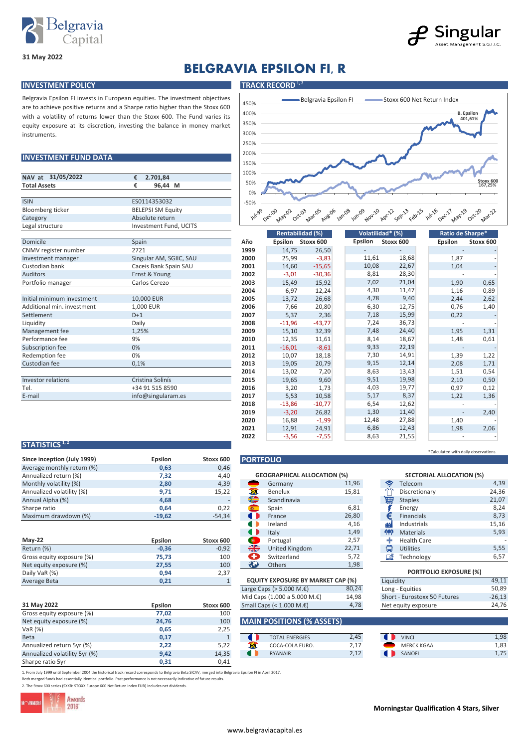31 May 2022

# BELGRAVIA EPSILON FI, R

## INVESTMENT POLICY

Belgravia Epsilon FI invests in European equities. The investment objectives are to achieve positive returns and a Sharpe ratio higher than the Stoxx 600 with a volatility of returns lower than the Stoxx 600. The Fund varies its equity exposure at its discretion, investing the balance in money market instruments.

## INVESTMENT FUND DATA

| | |
|---|---|
| NAV at 31/05/2022 | € 2.701,84 |
| Total Assets | € 96,44 M |
| ISIN | ES0114353032 |
| Bloomberg ticker | BELEPSI SM Equity |
| Category | Absolute return |
| Legal structure | Investment Fund, UCITS |
| Domicile | Spain |
| CNMV register number | 2721 |
| Investment manager | Singular AM, SGIIC, SAU |
| Custodian bank | Caceis Bank Spain SAU |
| Auditors | Ernst & Young |
| Portfolio manager | Carlos Cerezo |
| Initial minimum investment | 10,000 EUR |
| Additional min. investment | 1,000 EUR |
| Settlement | D+1 |
| Liquidity | Daily |
| Management fee | 1,25% |
| Performance fee | 9% |
| Subscription fee | 0% |
| Redemption fee | 0% |
| Custodian fee | 0,1% |
| Investor relations | Cristina Solinís |
| Tel. | +34 91 515 8590 |
| E-mail | info@singularam.es |

## TRACK RECORD [1, 2]

Belgravia Epsilon FI — Stoxx 600 Net Return Index

B. Epsilon 401,61% — Stoxx 600 167,25%

| Año | Rentabilidad (%) Epsilon | Rentabilidad (%) Stoxx 600 | Volatilidad* (%) Epsilon | Volatilidad* (%) Stoxx 600 | Ratio de Sharpe* Epsilon | Ratio de Sharpe* Stoxx 600 |
|---|---|---|---|---|---|---|
| 1999 | 14,75 | 26,50 | - | - | - | - |
| 2000 | 25,99 | -3,83 | 11,61 | 18,68 | 1,87 | - |
| 2001 | 14,60 | -15,65 | 10,08 | 22,67 | 1,04 | - |
| 2002 | -3,01 | -30,36 | 8,81 | 28,30 | - | - |
| 2003 | 15,49 | 15,92 | 7,02 | 21,04 | 1,90 | 0,65 |
| 2004 | 6,97 | 12,24 | 4,30 | 11,47 | 1,16 | 0,89 |
| 2005 | 13,72 | 26,68 | 4,78 | 9,40 | 2,44 | 2,62 |
| 2006 | 7,66 | 20,80 | 6,30 | 12,75 | 0,76 | 1,40 |
| 2007 | 5,37 | 2,36 | 7,18 | 15,99 | 0,22 | - |
| 2008 | -11,96 | -43,77 | 7,24 | 36,73 | - | - |
| 2009 | 15,10 | 32,39 | 7,48 | 24,40 | 1,95 | 1,31 |
| 2010 | 12,35 | 11,61 | 8,14 | 18,67 | 1,48 | 0,61 |
| 2011 | -16,01 | -8,61 | 9,33 | 22,19 | - | - |
| 2012 | 10,07 | 18,18 | 7,30 | 14,91 | 1,39 | 1,22 |
| 2013 | 19,05 | 20,79 | 9,15 | 12,14 | 2,08 | 1,71 |
| 2014 | 13,02 | 7,20 | 8,63 | 13,43 | 1,51 | 0,54 |
| 2015 | 19,65 | 9,60 | 9,51 | 19,98 | 2,10 | 0,50 |
| 2016 | 3,20 | 1,73 | 4,03 | 19,77 | 0,97 | 0,12 |
| 2017 | 5,53 | 10,58 | 5,17 | 8,37 | 1,22 | 1,36 |
| 2018 | -13,86 | -10,77 | 6,54 | 12,62 | - | - |
| 2019 | -3,20 | 26,82 | 1,30 | 11,40 | - | 2,40 |
| 2020 | 16,88 | -1,99 | 12,48 | 27,88 | 1,40 | - |
| 2021 | 12,91 | 24,91 | 6,86 | 12,43 | 1,98 | 2,06 |
| 2022 | -3,56 | -7,55 | 8,63 | 21,55 | - | - |

*Calculated with daily observations.

## STATISTICS [1, 2]

| Since inception (July 1999) | Epsilon | Stoxx 600 |
|---|---|---|
| Average monthly return (%) | 0,63 | 0,46 |
| Annualized return (%) | 7,32 | 4,40 |
| Monthly volatility (%) | 2,80 | 4,39 |
| Annualized volatility (%) | 9,71 | 15,22 |
| Annual Alpha (%) | 4,68 | - |
| Sharpe ratio | 0,64 | 0,22 |
| Maximum drawdown (%) | -19,62 | -54,34 |

| May-22 | Epsilon | Stoxx 600 |
|---|---|---|
| Return (%) | -0,36 | -0,92 |
| Gross equity exposure (%) | 75,73 | 100 |
| Net equity exposure (%) | 27,55 | 100 |
| Daily VaR (%) | 0,94 | 2,37 |
| Average Beta | 0,21 | 1 |

| 31 May 2022 | Epsilon | Stoxx 600 |
|---|---|---|
| Gross equity exposure (%) | 77,02 | 100 |
| Net equity exposure (%) | 24,76 | 100 |
| VaR (%) | 0,65 | 2,25 |
| Beta | 0,17 | 1 |
| Annualized return 5yr (%) | 2,22 | 5,22 |
| Annualized volatility 5yr (%) | 9,42 | 14,35 |
| Sharpe ratio 5yr | 0,31 | 0,41 |

## PORTFOLIO

| GEOGRAPHICAL ALLOCATION (%) | |
|---|---|
| Germany | 11,96 |
| Benelux | 15,81 |
| Scandinavia | - |
| Spain | 6,81 |
| France | 26,80 |
| Ireland | 4,16 |
| Italy | 1,49 |
| Portugal | 2,57 |
| United Kingdom | 22,71 |
| Switzerland | 5,72 |
| Others | 1,98 |

| SECTORIAL ALLOCATION (%) | |
|---|---|
| Telecom | 4,39 |
| Discretionary | 24,36 |
| Staples | 21,07 |
| Energy | 8,24 |
| Financials | 8,73 |
| Industrials | 15,16 |
| Materials | 5,93 |
| Health Care | - |
| Utilities | 5,55 |
| Technology | 6,57 |

| EQUITY EXPOSURE BY MARKET CAP (%) | |
|---|---|
| Large Caps (> 5.000 M.€) | 80,24 |
| Mid Caps (1.000 a 5.000 M.€) | 14,98 |
| Small Caps (< 1.000 M.€) | 4,78 |

| PORTFOLIO EXPOSURE (%) | |
|---|---|
| Liquidity | 49,11 |
| Long - Equities | 50,89 |
| Short - Eurostoxx 50 Futures | -26,13 |
| Net equity exposure | 24,76 |

## MAIN POSITIONS (% ASSETS)

| | | | |
|---|---|---|---|
| TOTAL ENERGIES | 2,45 | VINCI | 1,98 |
| COCA-COLA EURO. | 2,17 | MERCK KGAA | 1,83 |
| RYANAIR | 2,12 | SANOFI | 1,75 |

1. From July 1999 until September 2004 the historical track record corresponds to Belgravia Beta SICAV, merged into Belgravia Epsilon FI in April 2017. Both merged funds had essentially identical portfolio. Past performance is not necessarily indicative of future results.
2. The Stoxx 600 series (SXXR: STOXX Europe 600 Net Return Index EUR) includes net dividends.

Morningstar Qualification 4 Stars, Silver

www.belgraviacapital.es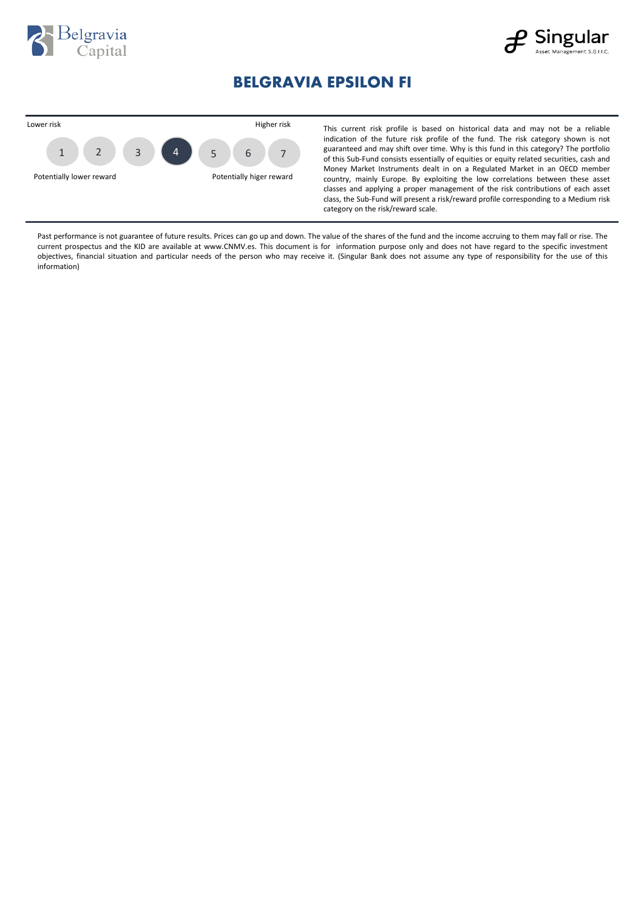# BELGRAVIA EPSILON FI

Lower risk

Higher risk

1 2 3 4 5 6 7

Potentially lower reward

Potentially higer reward

This current risk profile is based on historical data and may not be a reliable indication of the future risk profile of the fund. The risk category shown is not guaranteed and may shift over time. Why is this fund in this category? The portfolio of this Sub-Fund consists essentially of equities or equity related securities, cash and Money Market Instruments dealt in on a Regulated Market in an OECD member country, mainly Europe. By exploiting the low correlations between these asset classes and applying a proper management of the risk contributions of each asset class, the Sub-Fund will present a risk/reward profile corresponding to a Medium risk category on the risk/reward scale.

Past performance is not guarantee of future results. Prices can go up and down. The value of the shares of the fund and the income accruing to them may fall or rise. The current prospectus and the KID are available at www.CNMV.es. This document is for information purpose only and does not have regard to the specific investment objectives, financial situation and particular needs of the person who may receive it. (Singular Bank does not assume any type of responsibility for the use of this information)